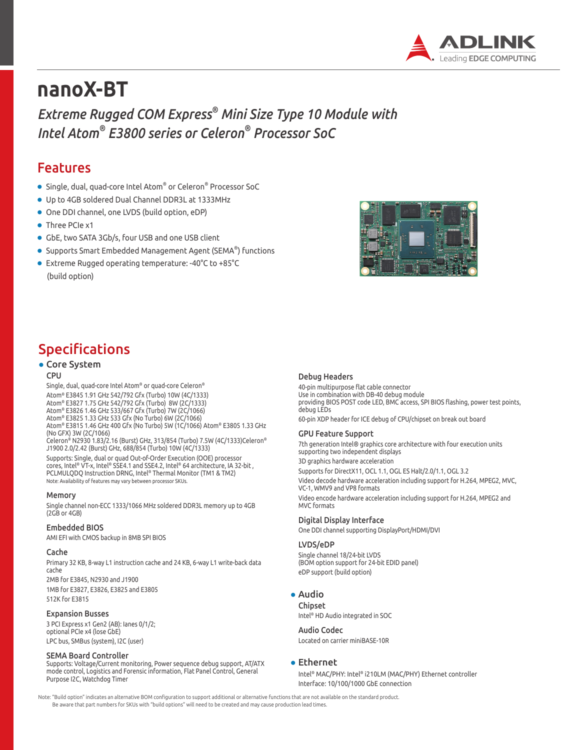# nanoX-BT

*Extreme Rugged COM Express® Mini Size Type 10 Module with Intel Atom® E3800 series or Celeron® Processor SoC*

## Features

- Single, dual, quad-core Intel Atom® or Celeron® Processor SoC
- Up to 4GB soldered Dual Channel DDR3L at 1333MHz
- One DDI channel, one LVDS (build option, eDP)
- Three PCIe x1
- GbE, two SATA 3Gb/s, four USB and one USB client
- Supports Smart Embedded Management Agent (SEMA®) functions
- Extreme Rugged operating temperature: -40°C to +85°C (build option)

## Specifications

- **Core System**

### CPU

Single, dual, quad-core Intel Atom® or quad-core Celeron®

Atom® E3845 1.91 GHz 542/792 Gfx (Turbo) 10W (4C/1333)
Atom® E3827 1.75 GHz 542/792 Gfx (Turbo) 8W (2C/1333)
Atom® E3826 1.46 GHz 533/667 Gfx (Turbo) 7W (2C/1066)
Atom® E3825 1.33 GHz 533 Gfx (No Turbo) 6W (2C/1066)
Atom® E3815 1.46 GHz 400 Gfx (No Turbo) 5W (1C/1066) Atom® E3805 1.33 GHz (No GFX) 3W (2C/1066)
Celeron® N2930 1.83/2.16 (Burst) GHz, 313/854 (Turbo) 7.5W (4C/1333)Celeron® J1900 2.0/2.42 (Burst) GHz, 688/854 (Turbo) 10W (4C/1333)

Supports: Single, dual or quad Out-of-Order Execution (OOE) processor cores, Intel® VT-x, Intel® SSE4.1 and SSE4.2, Intel® 64 architecture, IA 32-bit , PCLMULQDQ Instruction DRNG, Intel® Thermal Monitor (TM1 & TM2)

Note: Availability of features may vary between processor SKUs.

### Memory

Single channel non-ECC 1333/1066 MHz soldered DDR3L memory up to 4GB (2GB or 4GB)

### Embedded BIOS

AMI EFI with CMOS backup in 8MB SPI BIOS

### Cache

Primary 32 KB, 8-way L1 instruction cache and 24 KB, 6-way L1 write-back data cache

2MB for E3845, N2930 and J1900

1MB for E3827, E3826, E3825 and E3805

512K for E3815

### Expansion Busses

3 PCI Express x1 Gen2 (AB): lanes 0/1/2;
optional PCIe x4 (lose GbE)

LPC bus, SMBus (system), I2C (user)

### SEMA Board Controller

Supports: Voltage/Current monitoring, Power sequence debug support, AT/ATX mode control, Logistics and Forensic information, Flat Panel Control, General Purpose I2C, Watchdog Timer

### Debug Headers

40-pin multipurpose flat cable connector
Use in combination with DB-40 debug module
providing BIOS POST code LED, BMC access, SPI BIOS flashing, power test points, debug LEDs

60-pin XDP header for ICE debug of CPU/chipset on break out board

### GPU Feature Support

7th generation Intel® graphics core architecture with four execution units supporting two independent displays

3D graphics hardware acceleration

Supports for DirectX11, OCL 1.1, OGL ES Halt/2.0/1.1, OGL 3.2

Video decode hardware acceleration including support for H.264, MPEG2, MVC, VC-1, WMV9 and VP8 formats

Video encode hardware acceleration including support for H.264, MPEG2 and MVC formats

### Digital Display Interface

One DDI channel supporting DisplayPort/HDMI/DVI

### LVDS/eDP

Single channel 18/24-bit LVDS
(BOM option support for 24-bit EDID panel)
eDP support (build option)

- **Audio**

### Chipset

Intel® HD Audio integrated in SOC

### Audio Codec

Located on carrier miniBASE-10R

- **Ethernet**

Intel® MAC/PHY: Intel® i210LM (MAC/PHY) Ethernet controller
Interface: 10/100/1000 GbE connection

Note: "Build option" indicates an alternative BOM configuration to support additional or alternative functions that are not available on the standard product.
Be aware that part numbers for SKUs with "build options" will need to be created and may cause production lead times.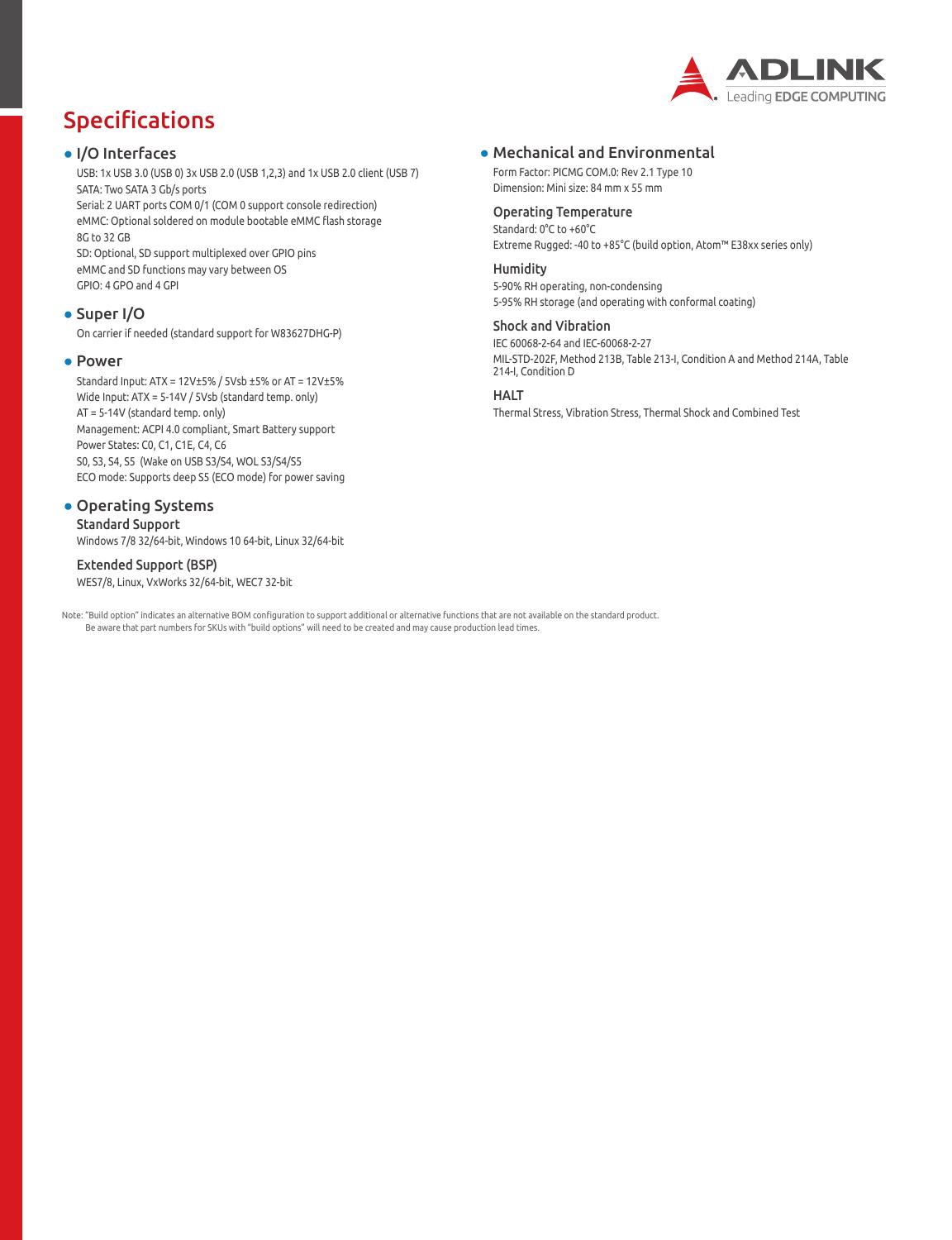# Specifications

## I/O Interfaces

USB: 1x USB 3.0 (USB 0) 3x USB 2.0 (USB 1,2,3) and 1x USB 2.0 client (USB 7)
SATA: Two SATA 3 Gb/s ports
Serial: 2 UART ports COM 0/1 (COM 0 support console redirection)
eMMC: Optional soldered on module bootable eMMC flash storage
8G to 32 GB
SD: Optional, SD support multiplexed over GPIO pins
eMMC and SD functions may vary between OS
GPIO: 4 GPO and 4 GPI

## Super I/O

On carrier if needed (standard support for W83627DHG-P)

## Power

Standard Input: ATX = 12V±5% / 5Vsb ±5% or AT = 12V±5%
Wide Input: ATX = 5-14V / 5Vsb (standard temp. only)
AT = 5-14V (standard temp. only)
Management: ACPI 4.0 compliant, Smart Battery support
Power States: C0, C1, C1E, C4, C6
S0, S3, S4, S5 (Wake on USB S3/S4, WOL S3/S4/S5
ECO mode: Supports deep S5 (ECO mode) for power saving

## Operating Systems

### Standard Support

Windows 7/8 32/64-bit, Windows 10 64-bit, Linux 32/64-bit

### Extended Support (BSP)

WES7/8, Linux, VxWorks 32/64-bit, WEC7 32-bit

## Mechanical and Environmental

Form Factor: PICMG COM.0: Rev 2.1 Type 10
Dimension: Mini size: 84 mm x 55 mm

### Operating Temperature

Standard: 0°C to +60°C
Extreme Rugged: -40 to +85°C (build option, Atom™ E38xx series only)

### Humidity

5-90% RH operating, non-condensing
5-95% RH storage (and operating with conformal coating)

### Shock and Vibration

IEC 60068-2-64 and IEC-60068-2-27
MIL-STD-202F, Method 213B, Table 213-I, Condition A and Method 214A, Table 214-I, Condition D

### HALT

Thermal Stress, Vibration Stress, Thermal Shock and Combined Test

Note: "Build option" indicates an alternative BOM configuration to support additional or alternative functions that are not available on the standard product.
Be aware that part numbers for SKUs with "build options" will need to be created and may cause production lead times.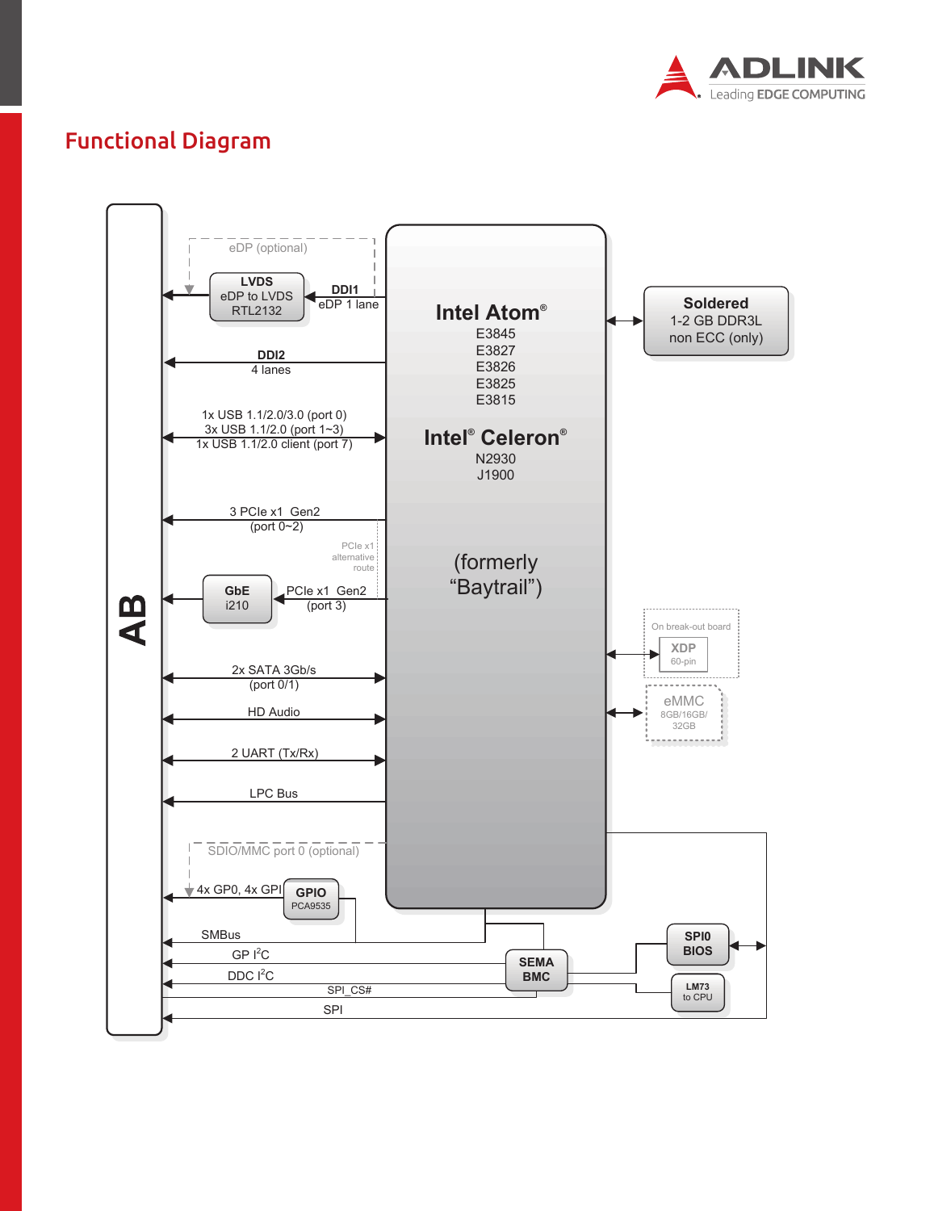## Functional Diagram

AB

eDP (optional)

LVDS
eDP to LVDS
RTL2132

DDI1
eDP 1 lane

DDI2
4 lanes

1x USB 1.1/2.0/3.0 (port 0)
3x USB 1.1/2.0 (port 1~3)
1x USB 1.1/2.0 client (port 7)

3 PCIe x1 Gen2
(port 0~2)

PCIe x1
alternative
route

GbE
i210

PCIe x1 Gen2
(port 3)

2x SATA 3Gb/s
(port 0/1)

HD Audio

2 UART (Tx/Rx)

LPC Bus

SDIO/MMC port 0 (optional)

4x GP0, 4x GPI

GPIO
PCA9535

SMBus

GP $I^2C$

DDC $I^2C$

SPI_CS#

SPI

Intel Atom®
E3845
E3827
E3826
E3825
E3815

Intel® Celeron®
N2930
J1900

(formerly
"Baytrail")

Soldered
1-2 GB DDR3L
non ECC (only)

On break-out board
XDP
60-pin

eMMC
8GB/16GB/
32GB

SEMA
BMC

SPI0
BIOS

LM73
to CPU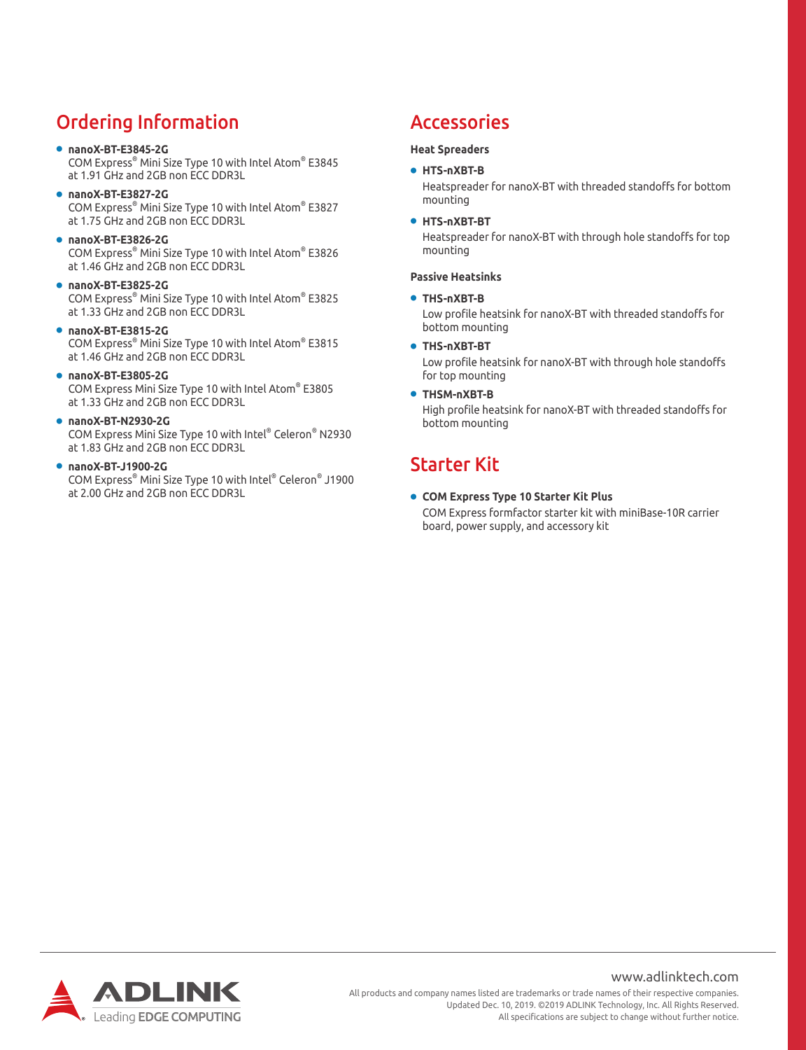## Ordering Information

- **nanoX-BT-E3845-2G**
  COM Express® Mini Size Type 10 with Intel Atom® E3845 at 1.91 GHz and 2GB non ECC DDR3L
- **nanoX-BT-E3827-2G**
  COM Express® Mini Size Type 10 with Intel Atom® E3827 at 1.75 GHz and 2GB non ECC DDR3L
- **nanoX-BT-E3826-2G**
  COM Express® Mini Size Type 10 with Intel Atom® E3826 at 1.46 GHz and 2GB non ECC DDR3L
- **nanoX-BT-E3825-2G**
  COM Express® Mini Size Type 10 with Intel Atom® E3825 at 1.33 GHz and 2GB non ECC DDR3L
- **nanoX-BT-E3815-2G**
  COM Express® Mini Size Type 10 with Intel Atom® E3815 at 1.46 GHz and 2GB non ECC DDR3L
- **nanoX-BT-E3805-2G**
  COM Express Mini Size Type 10 with Intel Atom® E3805 at 1.33 GHz and 2GB non ECC DDR3L
- **nanoX-BT-N2930-2G**
  COM Express Mini Size Type 10 with Intel® Celeron® N2930 at 1.83 GHz and 2GB non ECC DDR3L
- **nanoX-BT-J1900-2G**
  COM Express® Mini Size Type 10 with Intel® Celeron® J1900 at 2.00 GHz and 2GB non ECC DDR3L

## Accessories

**Heat Spreaders**

- **HTS-nXBT-B**
  Heatspreader for nanoX-BT with threaded standoffs for bottom mounting
- **HTS-nXBT-BT**
  Heatspreader for nanoX-BT with through hole standoffs for top mounting

**Passive Heatsinks**

- **THS-nXBT-B**
  Low profile heatsink for nanoX-BT with threaded standoffs for bottom mounting
- **THS-nXBT-BT**
  Low profile heatsink for nanoX-BT with through hole standoffs for top mounting
- **THSM-nXBT-B**
  High profile heatsink for nanoX-BT with threaded standoffs for bottom mounting

## Starter Kit

- **COM Express Type 10 Starter Kit Plus**
  COM Express formfactor starter kit with miniBase-10R carrier board, power supply, and accessory kit

ADLINK Leading EDGE COMPUTING

www.adlinktech.com

All products and company names listed are trademarks or trade names of their respective companies.
Updated Dec. 10, 2019. ©2019 ADLINK Technology, Inc. All Rights Reserved.
All specifications are subject to change without further notice.